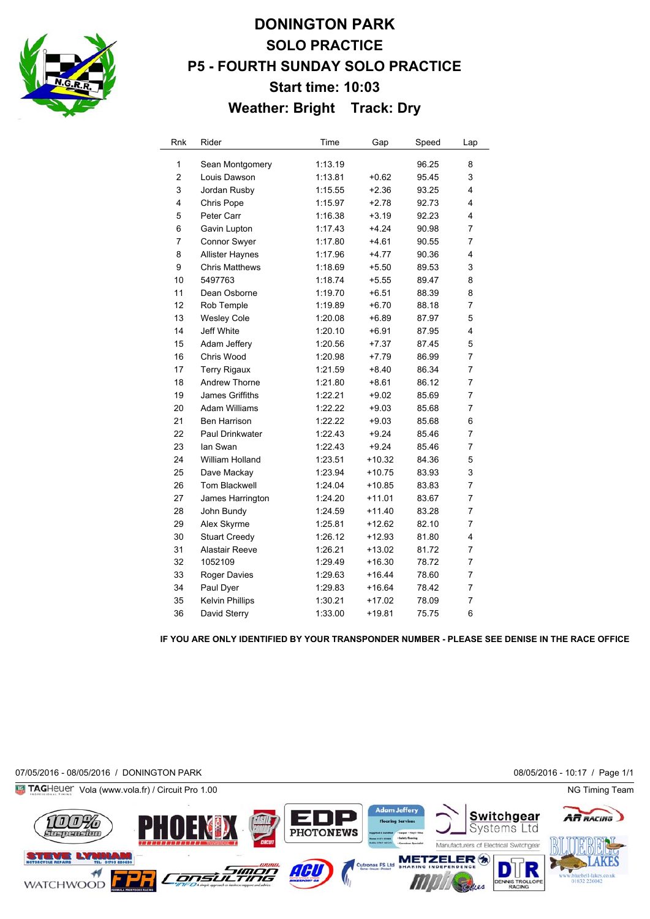# DONINGTON PARK

## SOLO PRACTICE

## P5 - FOURTH SUNDAY SOLO PRACTICE

### Start time: 10:03

### Weather: Bright    Track: Dry

| Rnk | Rider | Time | Gap | Speed | Lap |
|---|---|---|---|---|---|
| 1 | Sean Montgomery | 1:13.19 | | 96.25 | 8 |
| 2 | Louis Dawson | 1:13.81 | +0.62 | 95.45 | 3 |
| 3 | Jordan Rusby | 1:15.55 | +2.36 | 93.25 | 4 |
| 4 | Chris Pope | 1:15.97 | +2.78 | 92.73 | 4 |
| 5 | Peter Carr | 1:16.38 | +3.19 | 92.23 | 4 |
| 6 | Gavin Lupton | 1:17.43 | +4.24 | 90.98 | 7 |
| 7 | Connor Swyer | 1:17.80 | +4.61 | 90.55 | 7 |
| 8 | Allister Haynes | 1:17.96 | +4.77 | 90.36 | 4 |
| 9 | Chris Matthews | 1:18.69 | +5.50 | 89.53 | 3 |
| 10 | 5497763 | 1:18.74 | +5.55 | 89.47 | 8 |
| 11 | Dean Osborne | 1:19.70 | +6.51 | 88.39 | 8 |
| 12 | Rob Temple | 1:19.89 | +6.70 | 88.18 | 7 |
| 13 | Wesley Cole | 1:20.08 | +6.89 | 87.97 | 5 |
| 14 | Jeff White | 1:20.10 | +6.91 | 87.95 | 4 |
| 15 | Adam Jeffery | 1:20.56 | +7.37 | 87.45 | 5 |
| 16 | Chris Wood | 1:20.98 | +7.79 | 86.99 | 7 |
| 17 | Terry Rigaux | 1:21.59 | +8.40 | 86.34 | 7 |
| 18 | Andrew Thorne | 1:21.80 | +8.61 | 86.12 | 7 |
| 19 | James Griffiths | 1:22.21 | +9.02 | 85.69 | 7 |
| 20 | Adam Williams | 1:22.22 | +9.03 | 85.68 | 7 |
| 21 | Ben Harrison | 1:22.22 | +9.03 | 85.68 | 6 |
| 22 | Paul Drinkwater | 1:22.43 | +9.24 | 85.46 | 7 |
| 23 | Ian Swan | 1:22.43 | +9.24 | 85.46 | 7 |
| 24 | William Holland | 1:23.51 | +10.32 | 84.36 | 5 |
| 25 | Dave Mackay | 1:23.94 | +10.75 | 83.93 | 3 |
| 26 | Tom Blackwell | 1:24.04 | +10.85 | 83.83 | 7 |
| 27 | James Harrington | 1:24.20 | +11.01 | 83.67 | 7 |
| 28 | John Bundy | 1:24.59 | +11.40 | 83.28 | 7 |
| 29 | Alex Skyrme | 1:25.81 | +12.62 | 82.10 | 7 |
| 30 | Stuart Creedy | 1:26.12 | +12.93 | 81.80 | 4 |
| 31 | Alastair Reeve | 1:26.21 | +13.02 | 81.72 | 7 |
| 32 | 1052109 | 1:29.49 | +16.30 | 78.72 | 7 |
| 33 | Roger Davies | 1:29.63 | +16.44 | 78.60 | 7 |
| 34 | Paul Dyer | 1:29.83 | +16.64 | 78.42 | 7 |
| 35 | Kelvin Phillips | 1:30.21 | +17.02 | 78.09 | 7 |
| 36 | David Sterry | 1:33.00 | +19.81 | 75.75 | 6 |

**IF YOU ARE ONLY IDENTIFIED BY YOUR TRANSPONDER NUMBER - PLEASE SEE DENISE IN THE RACE OFFICE**

07/05/2016 - 08/05/2016 / DONINGTON PARK

08/05/2016 - 10:17

TAGHeuer Vola (www.vola.fr) / Circuit Pro 1.00

NG Timing Team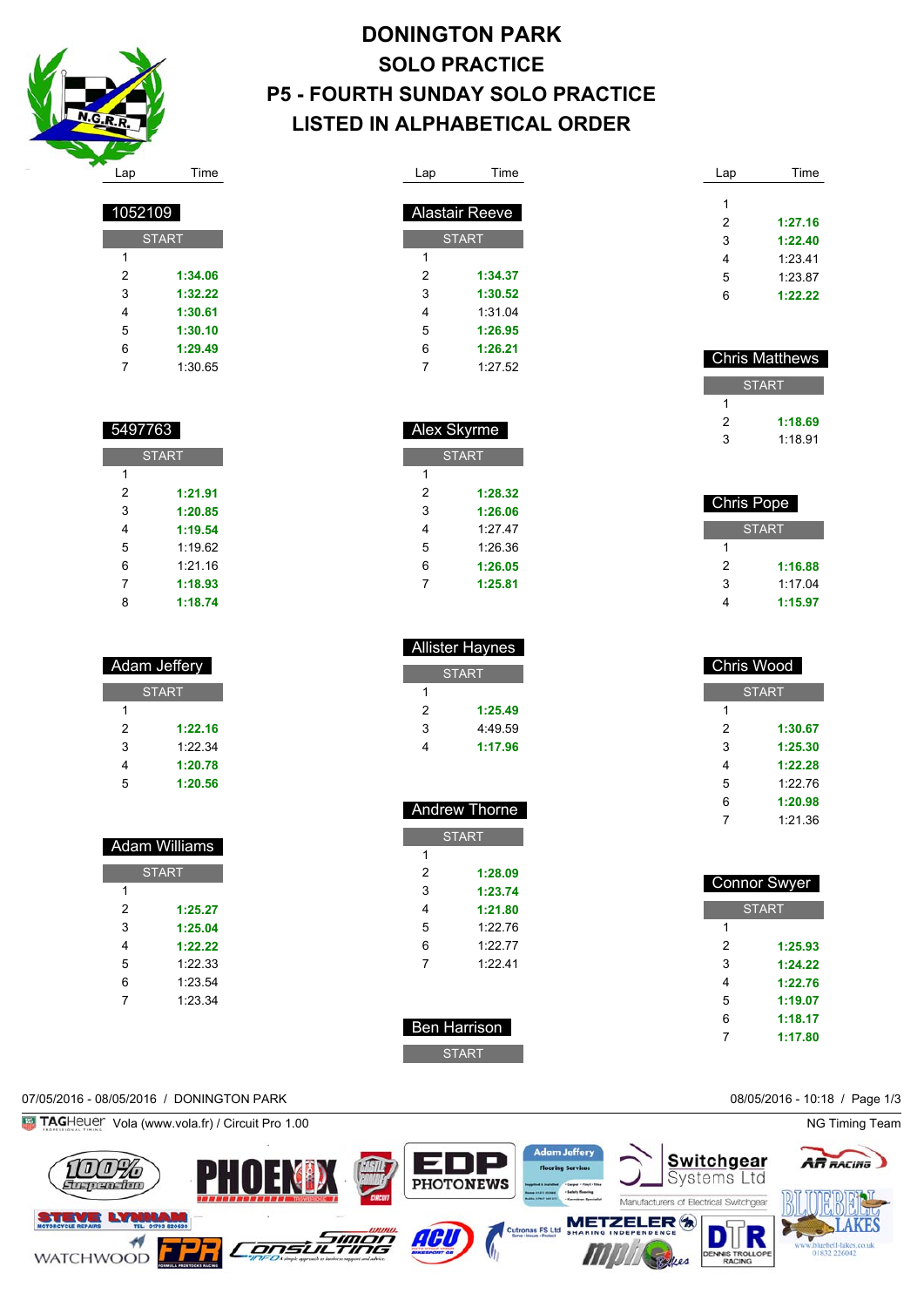# DONINGTON PARK
## SOLO PRACTICE
## P5 - FOURTH SUNDAY SOLO PRACTICE
## LISTED IN ALPHABETICAL ORDER

### 1052109

| Lap | Time |
|---|---|
| START | |
| 1 | |
| 2 | **1:34.06** |
| 3 | **1:32.22** |
| 4 | **1:30.61** |
| 5 | **1:30.10** |
| 6 | **1:29.49** |
| 7 | 1:30.65 |

### 5497763

| Lap | Time |
|---|---|
| START | |
| 1 | |
| 2 | **1:21.91** |
| 3 | **1:20.85** |
| 4 | **1:19.54** |
| 5 | 1:19.62 |
| 6 | 1:21.16 |
| 7 | **1:18.93** |
| 8 | **1:18.74** |

### Adam Jeffery

| Lap | Time |
|---|---|
| START | |
| 1 | |
| 2 | **1:22.16** |
| 3 | 1:22.34 |
| 4 | **1:20.78** |
| 5 | **1:20.56** |

### Adam Williams

| Lap | Time |
|---|---|
| START | |
| 1 | |
| 2 | **1:25.27** |
| 3 | **1:25.04** |
| 4 | **1:22.22** |
| 5 | 1:22.33 |
| 6 | 1:23.54 |
| 7 | 1:23.34 |

### Alastair Reeve

| Lap | Time |
|---|---|
| START | |
| 1 | |
| 2 | **1:34.37** |
| 3 | **1:30.52** |
| 4 | 1:31.04 |
| 5 | **1:26.95** |
| 6 | **1:26.21** |
| 7 | 1:27.52 |

### Alex Skyrme

| Lap | Time |
|---|---|
| START | |
| 1 | |
| 2 | **1:28.32** |
| 3 | **1:26.06** |
| 4 | 1:27.47 |
| 5 | 1:26.36 |
| 6 | **1:26.05** |
| 7 | **1:25.81** |

### Allister Haynes

| Lap | Time |
|---|---|
| START | |
| 1 | |
| 2 | **1:25.49** |
| 3 | 4:49.59 |
| 4 | **1:17.96** |

### Andrew Thorne

| Lap | Time |
|---|---|
| START | |
| 1 | |
| 2 | **1:28.09** |
| 3 | **1:23.74** |
| 4 | **1:21.80** |
| 5 | 1:22.76 |
| 6 | 1:22.77 |
| 7 | 1:22.41 |

### Ben Harrison

| Lap | Time |
|---|---|
| START | |
| 1 | |
| 2 | **1:27.16** |
| 3 | **1:22.40** |
| 4 | 1:23.41 |
| 5 | 1:23.87 |
| 6 | **1:22.22** |

### Chris Matthews

| Lap | Time |
|---|---|
| START | |
| 1 | |
| 2 | **1:18.69** |
| 3 | 1:18.91 |

### Chris Pope

| Lap | Time |
|---|---|
| START | |
| 1 | |
| 2 | **1:16.88** |
| 3 | 1:17.04 |
| 4 | **1:15.97** |

### Chris Wood

| Lap | Time |
|---|---|
| START | |
| 1 | |
| 2 | **1:30.67** |
| 3 | **1:25.30** |
| 4 | **1:22.28** |
| 5 | 1:22.76 |
| 6 | **1:20.98** |
| 7 | 1:21.36 |

### Connor Swyer

| Lap | Time |
|---|---|
| START | |
| 1 | |
| 2 | **1:25.93** |
| 3 | **1:24.22** |
| 4 | **1:22.76** |
| 5 | **1:19.07** |
| 6 | **1:18.17** |
| 7 | **1:17.80** |

07/05/2016 - 08/05/2016 / DONINGTON PARK

08/05/2016 - 10:18

TAGHeuer Vola (www.vola.fr) / Circuit Pro 1.00

NG Timing Team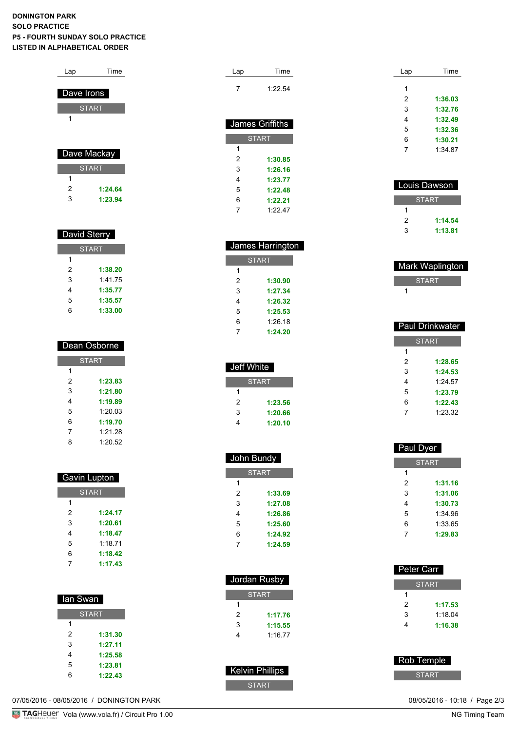**DONINGTON PARK**
**SOLO PRACTICE**
**P5 - FOURTH SUNDAY SOLO PRACTICE**
**LISTED IN ALPHABETICAL ORDER**

### Dave Irons

| Lap | Time |
|---|---|
| START | |
| 1 | |

### Dave Mackay

| Lap | Time |
|---|---|
| START | |
| 1 | |
| 2 | **1:24.64** |
| 3 | **1:23.94** |

### David Sterry

| Lap | Time |
|---|---|
| START | |
| 1 | |
| 2 | **1:38.20** |
| 3 | 1:41.75 |
| 4 | **1:35.77** |
| 5 | **1:35.57** |
| 6 | **1:33.00** |

### Dean Osborne

| Lap | Time |
|---|---|
| START | |
| 1 | |
| 2 | **1:23.83** |
| 3 | **1:21.80** |
| 4 | **1:19.89** |
| 5 | 1:20.03 |
| 6 | **1:19.70** |
| 7 | 1:21.28 |
| 8 | 1:20.52 |

### Gavin Lupton

| Lap | Time |
|---|---|
| START | |
| 1 | |
| 2 | **1:24.17** |
| 3 | **1:20.61** |
| 4 | **1:18.47** |
| 5 | 1:18.71 |
| 6 | **1:18.42** |
| 7 | **1:17.43** |

### Ian Swan

| Lap | Time |
|---|---|
| START | |
| 1 | |
| 2 | **1:31.30** |
| 3 | **1:27.11** |
| 4 | **1:25.58** |
| 5 | **1:23.81** |
| 6 | **1:22.43** |
| 7 | 1:22.54 |

### James Griffiths

| Lap | Time |
|---|---|
| START | |
| 1 | |
| 2 | **1:30.85** |
| 3 | **1:26.16** |
| 4 | **1:23.77** |
| 5 | **1:22.48** |
| 6 | **1:22.21** |
| 7 | 1:22.47 |

### James Harrington

| Lap | Time |
|---|---|
| START | |
| 1 | |
| 2 | **1:30.90** |
| 3 | **1:27.34** |
| 4 | **1:26.32** |
| 5 | **1:25.53** |
| 6 | 1:26.18 |
| 7 | **1:24.20** |

### Jeff White

| Lap | Time |
|---|---|
| START | |
| 1 | |
| 2 | **1:23.56** |
| 3 | **1:20.66** |
| 4 | **1:20.10** |

### John Bundy

| Lap | Time |
|---|---|
| START | |
| 1 | |
| 2 | **1:33.69** |
| 3 | **1:27.08** |
| 4 | **1:26.86** |
| 5 | **1:25.60** |
| 6 | **1:24.92** |
| 7 | **1:24.59** |

### Jordan Rusby

| Lap | Time |
|---|---|
| START | |
| 1 | |
| 2 | **1:17.76** |
| 3 | **1:15.55** |
| 4 | 1:16.77 |

### Kelvin Phillips

| Lap | Time |
|---|---|
| START | |
| 1 | |
| 2 | **1:36.03** |
| 3 | **1:32.76** |
| 4 | **1:32.49** |
| 5 | **1:32.36** |
| 6 | **1:30.21** |
| 7 | 1:34.87 |

### Louis Dawson

| Lap | Time |
|---|---|
| START | |
| 1 | |
| 2 | **1:14.54** |
| 3 | **1:13.81** |

### Mark Waplington

| Lap | Time |
|---|---|
| START | |
| 1 | |

### Paul Drinkwater

| Lap | Time |
|---|---|
| START | |
| 1 | |
| 2 | **1:28.65** |
| 3 | **1:24.53** |
| 4 | 1:24.57 |
| 5 | **1:23.79** |
| 6 | **1:22.43** |
| 7 | 1:23.32 |

### Paul Dyer

| Lap | Time |
|---|---|
| START | |
| 1 | |
| 2 | **1:31.16** |
| 3 | **1:31.06** |
| 4 | **1:30.73** |
| 5 | 1:34.96 |
| 6 | 1:33.65 |
| 7 | **1:29.83** |

### Peter Carr

| Lap | Time |
|---|---|
| START | |
| 1 | |
| 2 | **1:17.53** |
| 3 | 1:18.04 |
| 4 | **1:16.38** |

### Rob Temple

| Lap | Time |
|---|---|
| START | |

07/05/2016 - 08/05/2016 / DONINGTON PARK

08/05/2016 - 10:18

TAGHeuer Vola (www.vola.fr) / Circuit Pro 1.00 — NG Timing Team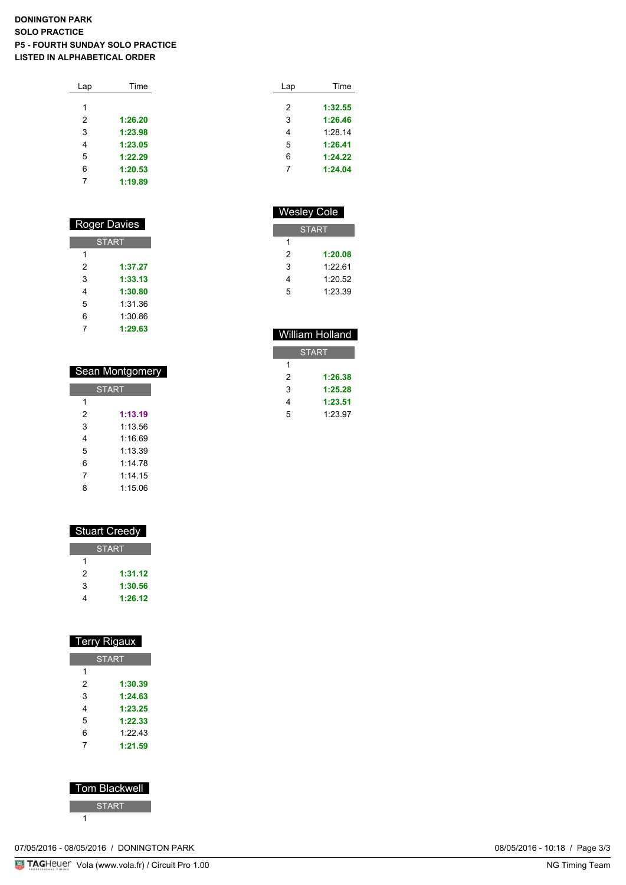**DONINGTON PARK**
**SOLO PRACTICE**
**P5 - FOURTH SUNDAY SOLO PRACTICE**
**LISTED IN ALPHABETICAL ORDER**

| Lap | Time |
|---|---|
| 1 | |
| 2 | **1:26.20** |
| 3 | **1:23.98** |
| 4 | **1:23.05** |
| 5 | **1:22.29** |
| 6 | **1:20.53** |
| 7 | **1:19.89** |

### Roger Davies

| START | |
|---|---|
| 1 | |
| 2 | **1:37.27** |
| 3 | **1:33.13** |
| 4 | **1:30.80** |
| 5 | 1:31.36 |
| 6 | 1:30.86 |
| 7 | **1:29.63** |

### Sean Montgomery

| START | |
|---|---|
| 1 | |
| 2 | **1:13.19** |
| 3 | 1:13.56 |
| 4 | 1:16.69 |
| 5 | 1:13.39 |
| 6 | 1:14.78 |
| 7 | 1:14.15 |
| 8 | 1:15.06 |

### Stuart Creedy

| START | |
|---|---|
| 1 | |
| 2 | **1:31.12** |
| 3 | **1:30.56** |
| 4 | **1:26.12** |

### Terry Rigaux

| START | |
|---|---|
| 1 | |
| 2 | **1:30.39** |
| 3 | **1:24.63** |
| 4 | **1:23.25** |
| 5 | **1:22.33** |
| 6 | 1:22.43 |
| 7 | **1:21.59** |

### Tom Blackwell

| START | |
|---|---|
| 1 | |

| Lap | Time |
|---|---|
| 2 | **1:32.55** |
| 3 | **1:26.46** |
| 4 | 1:28.14 |
| 5 | **1:26.41** |
| 6 | **1:24.22** |
| 7 | **1:24.04** |

### Wesley Cole

| START | |
|---|---|
| 1 | |
| 2 | **1:20.08** |
| 3 | 1:22.61 |
| 4 | 1:20.52 |
| 5 | 1:23.39 |

### William Holland

| START | |
|---|---|
| 1 | |
| 2 | **1:26.38** |
| 3 | **1:25.28** |
| 4 | **1:23.51** |
| 5 | 1:23.97 |

07/05/2016 - 08/05/2016 / DONINGTON PARK

08/05/2016 - 10:18

TAG Heuer Vola (www.vola.fr) / Circuit Pro 1.00

NG Timing Team